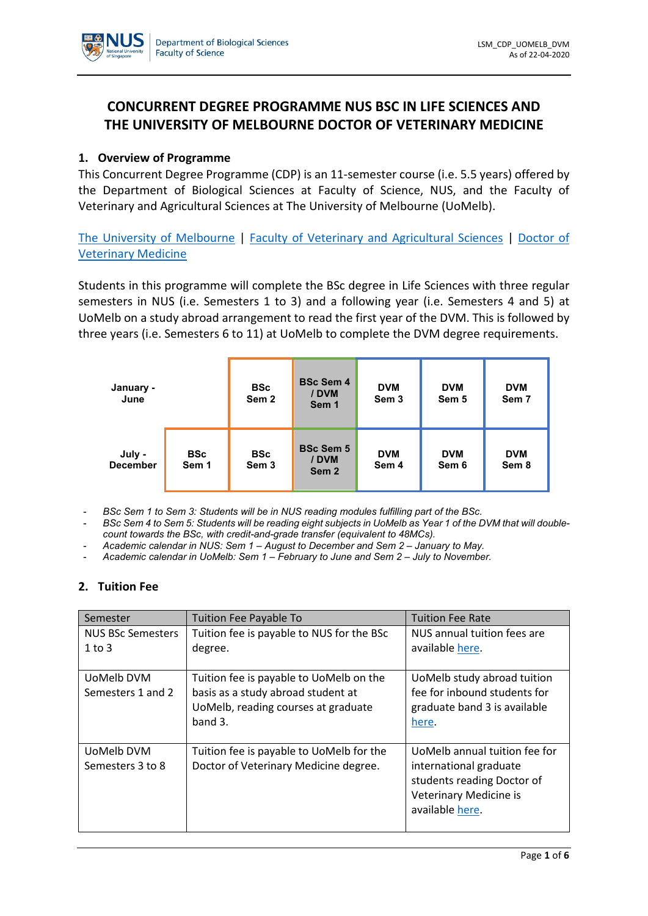# CONCURRENT DEGREE PROGRAMME NUS BSC IN LIFE SCIENCES AND THE UNIVERSITY OF MELBOURNE DOCTOR OF VETERINARY MEDICINE

## 1. Overview of Programme

This Concurrent Degree Programme (CDP) is an 11-semester course (i.e. 5.5 years) offered by the Department of Biological Sciences at Faculty of Science, NUS, and the Faculty of Veterinary and Agricultural Sciences at The University of Melbourne (UoMelb).

The University of Melbourne | Faculty of Veterinary and Agricultural Sciences | Doctor of Veterinary Medicine

Students in this programme will complete the BSc degree in Life Sciences with three regular semesters in NUS (i.e. Semesters 1 to 3) and a following year (i.e. Semesters 4 and 5) at UoMelb on a study abroad arrangement to read the first year of the DVM. This is followed by three years (i.e. Semesters 6 to 11) at UoMelb to complete the DVM degree requirements.

| | | | | | | |
|---|---|---|---|---|---|---|
| **January - June** | | **BSc Sem 2** | **BSc Sem 4 / DVM Sem 1** | **DVM Sem 3** | **DVM Sem 5** | **DVM Sem 7** |
| **July - December** | **BSc Sem 1** | **BSc Sem 3** | **BSc Sem 5 / DVM Sem 2** | **DVM Sem 4** | **DVM Sem 6** | **DVM Sem 8** |

- *BSc Sem 1 to Sem 3: Students will be in NUS reading modules fulfilling part of the BSc.*
- *BSc Sem 4 to Sem 5: Students will be reading eight subjects in UoMelb as Year 1 of the DVM that will double-count towards the BSc, with credit-and-grade transfer (equivalent to 48MCs).*
- *Academic calendar in NUS: Sem 1 – August to December and Sem 2 – January to May.*
- *Academic calendar in UoMelb: Sem 1 – February to June and Sem 2 – July to November.*

## 2. Tuition Fee

| Semester | Tuition Fee Payable To | Tuition Fee Rate |
|---|---|---|
| NUS BSc Semesters 1 to 3 | Tuition fee is payable to NUS for the BSc degree. | NUS annual tuition fees are available here. |
| UoMelb DVM Semesters 1 and 2 | Tuition fee is payable to UoMelb on the basis as a study abroad student at UoMelb, reading courses at graduate band 3. | UoMelb study abroad tuition fee for inbound students for graduate band 3 is available here. |
| UoMelb DVM Semesters 3 to 8 | Tuition fee is payable to UoMelb for the Doctor of Veterinary Medicine degree. | UoMelb annual tuition fee for international graduate students reading Doctor of Veterinary Medicine is available here. |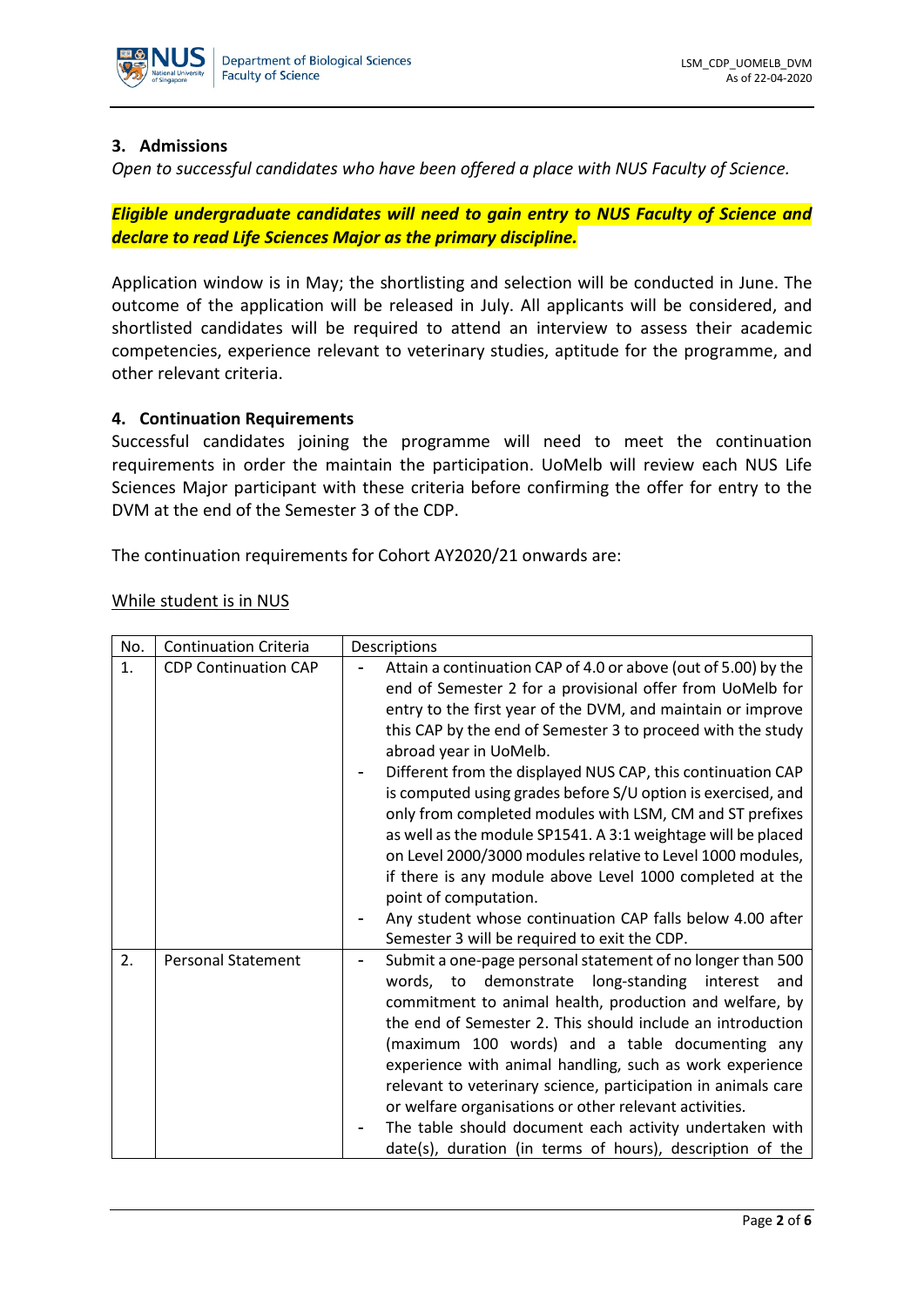## 3. Admissions

*Open to successful candidates who have been offered a place with NUS Faculty of Science.*

***Eligible undergraduate candidates will need to gain entry to NUS Faculty of Science and declare to read Life Sciences Major as the primary discipline.***

Application window is in May; the shortlisting and selection will be conducted in June. The outcome of the application will be released in July. All applicants will be considered, and shortlisted candidates will be required to attend an interview to assess their academic competencies, experience relevant to veterinary studies, aptitude for the programme, and other relevant criteria.

## 4. Continuation Requirements

Successful candidates joining the programme will need to meet the continuation requirements in order the maintain the participation. UoMelb will review each NUS Life Sciences Major participant with these criteria before confirming the offer for entry to the DVM at the end of the Semester 3 of the CDP.

The continuation requirements for Cohort AY2020/21 onwards are:

While student is in NUS

| No. | Continuation Criteria | Descriptions |
|---|---|---|
| 1. | CDP Continuation CAP | - Attain a continuation CAP of 4.0 or above (out of 5.00) by the end of Semester 2 for a provisional offer from UoMelb for entry to the first year of the DVM, and maintain or improve this CAP by the end of Semester 3 to proceed with the study abroad year in UoMelb.<br>- Different from the displayed NUS CAP, this continuation CAP is computed using grades before S/U option is exercised, and only from completed modules with LSM, CM and ST prefixes as well as the module SP1541. A 3:1 weightage will be placed on Level 2000/3000 modules relative to Level 1000 modules, if there is any module above Level 1000 completed at the point of computation.<br>- Any student whose continuation CAP falls below 4.00 after Semester 3 will be required to exit the CDP. |
| 2. | Personal Statement | - Submit a one-page personal statement of no longer than 500 words, to demonstrate long-standing interest and commitment to animal health, production and welfare, by the end of Semester 2. This should include an introduction (maximum 100 words) and a table documenting any experience with animal handling, such as work experience relevant to veterinary science, participation in animals care or welfare organisations or other relevant activities.<br>- The table should document each activity undertaken with date(s), duration (in terms of hours), description of the |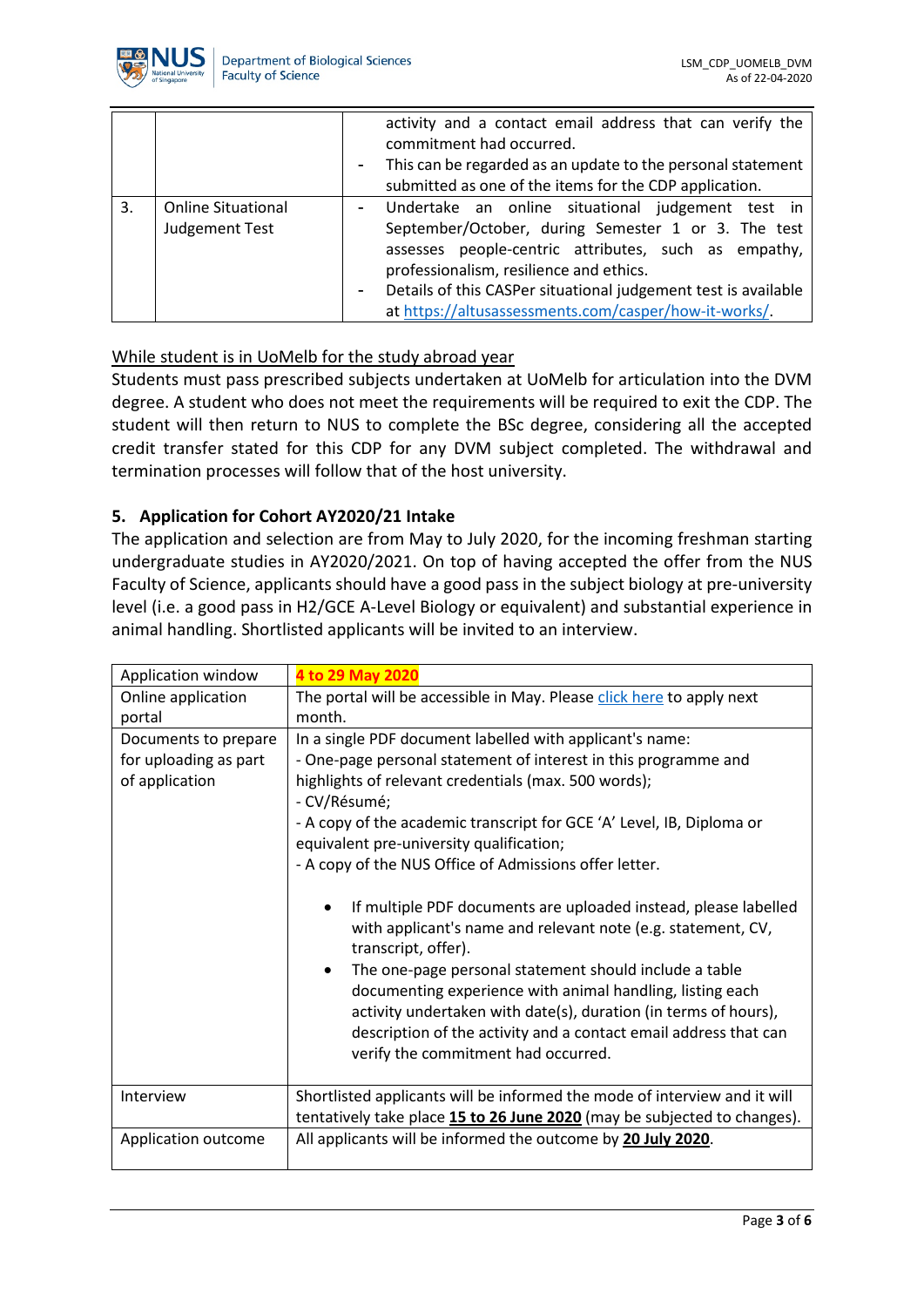| | | |
|---|---|---|
| | | - activity and a contact email address that can verify the commitment had occurred.<br>- This can be regarded as an update to the personal statement submitted as one of the items for the CDP application. |
| 3. | Online Situational Judgement Test | - Undertake an online situational judgement test in September/October, during Semester 1 or 3. The test assesses people-centric attributes, such as empathy, professionalism, resilience and ethics.<br>- Details of this CASPer situational judgement test is available at [https://altusassessments.com/casper/how-it-works/](https://altusassessments.com/casper/how-it-works/). |

While student is in UoMelb for the study abroad year

Students must pass prescribed subjects undertaken at UoMelb for articulation into the DVM degree. A student who does not meet the requirements will be required to exit the CDP. The student will then return to NUS to complete the BSc degree, considering all the accepted credit transfer stated for this CDP for any DVM subject completed. The withdrawal and termination processes will follow that of the host university.

### 5. Application for Cohort AY2020/21 Intake

The application and selection are from May to July 2020, for the incoming freshman starting undergraduate studies in AY2020/2021. On top of having accepted the offer from the NUS Faculty of Science, applicants should have a good pass in the subject biology at pre-university level (i.e. a good pass in H2/GCE A-Level Biology or equivalent) and substantial experience in animal handling. Shortlisted applicants will be invited to an interview.

| | |
|---|---|
| Application window | **4 to 29 May 2020** |
| Online application portal | The portal will be accessible in May. Please click here to apply next month. |
| Documents to prepare for uploading as part of application | In a single PDF document labelled with applicant's name:<br>- One-page personal statement of interest in this programme and highlights of relevant credentials (max. 500 words);<br>- CV/Résumé;<br>- A copy of the academic transcript for GCE 'A' Level, IB, Diploma or equivalent pre-university qualification;<br>- A copy of the NUS Office of Admissions offer letter.<br><br>• If multiple PDF documents are uploaded instead, please labelled with applicant's name and relevant note (e.g. statement, CV, transcript, offer).<br>• The one-page personal statement should include a table documenting experience with animal handling, listing each activity undertaken with date(s), duration (in terms of hours), description of the activity and a contact email address that can verify the commitment had occurred. |
| Interview | Shortlisted applicants will be informed the mode of interview and it will tentatively take place **15 to 26 June 2020** (may be subjected to changes). |
| Application outcome | All applicants will be informed the outcome by **20 July 2020**. |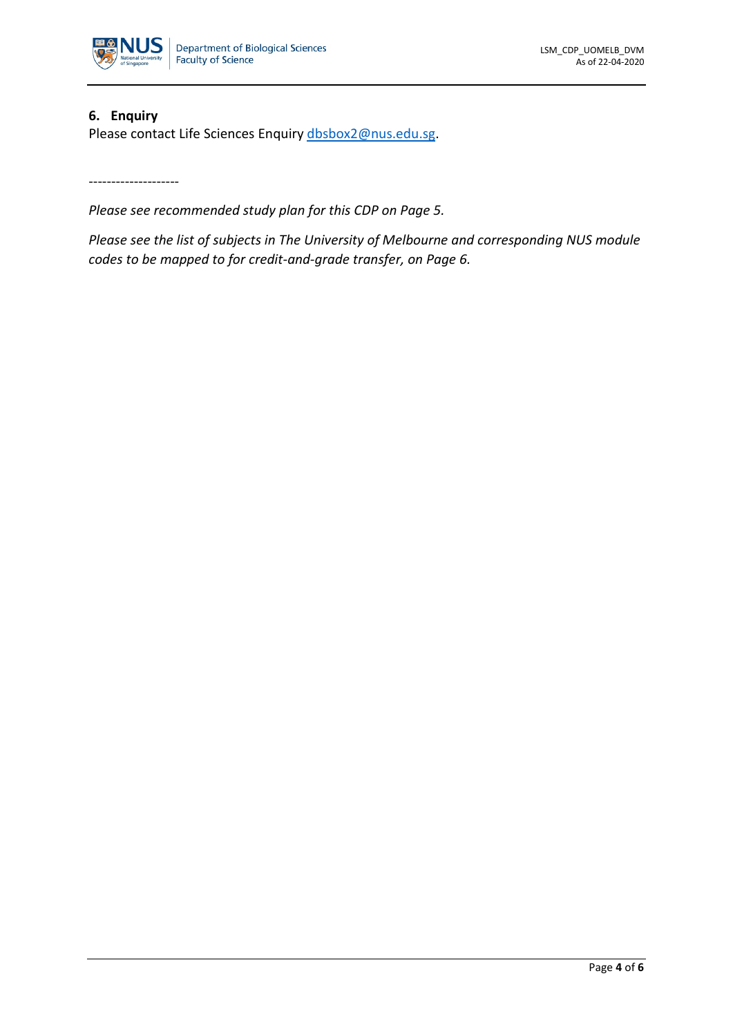## 6. Enquiry

Please contact Life Sciences Enquiry dbsbox2@nus.edu.sg.

--------------------

*Please see recommended study plan for this CDP on Page 5.*

*Please see the list of subjects in The University of Melbourne and corresponding NUS module codes to be mapped to for credit-and-grade transfer, on Page 6.*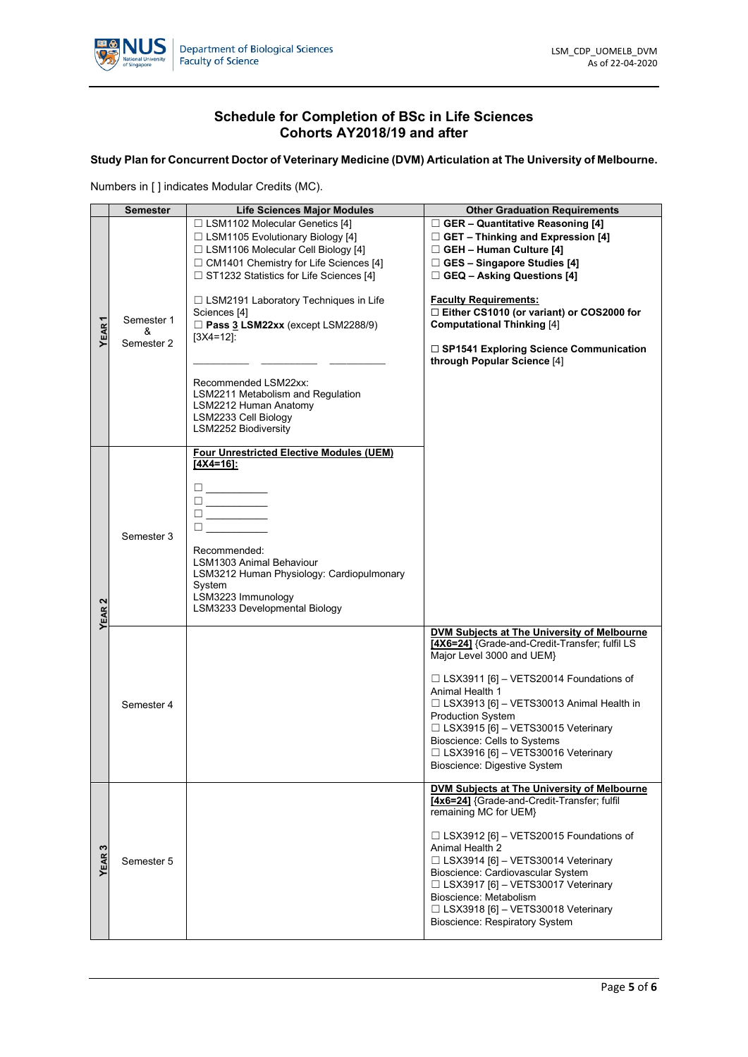# Schedule for Completion of BSc in Life Sciences
# Cohorts AY2018/19 and after

**Study Plan for Concurrent Doctor of Veterinary Medicine (DVM) Articulation at The University of Melbourne.**

Numbers in [ ] indicates Modular Credits (MC).

| | Semester | Life Sciences Major Modules | Other Graduation Requirements |
|---|---|---|---|
| YEAR 1 | Semester 1 & Semester 2 | ☐ LSM1102 Molecular Genetics [4]<br>☐ LSM1105 Evolutionary Biology [4]<br>☐ LSM1106 Molecular Cell Biology [4]<br>☐ CM1401 Chemistry for Life Sciences [4]<br>☐ ST1232 Statistics for Life Sciences [4]<br><br>☐ LSM2191 Laboratory Techniques in Life Sciences [4]<br>☐ **Pass 3 LSM22xx** (except LSM2288/9) [3X4=12]:<br><br>_________ _________ _________<br><br>Recommended LSM22xx:<br>LSM2211 Metabolism and Regulation<br>LSM2212 Human Anatomy<br>LSM2233 Cell Biology<br>LSM2252 Biodiversity | ☐ **GER – Quantitative Reasoning [4]**<br>☐ **GET – Thinking and Expression [4]**<br>☐ **GEH – Human Culture [4]**<br>☐ **GES – Singapore Studies [4]**<br>☐ **GEQ – Asking Questions [4]**<br><br>**Faculty Requirements:**<br>☐ **Either CS1010 (or variant) or COS2000 for Computational Thinking** [4]<br><br>☐ **SP1541 Exploring Science Communication through Popular Science** [4] |
| YEAR 2 | Semester 3 | **Four Unrestricted Elective Modules (UEM) [4X4=16]:**<br><br>☐ _________<br>☐ _________<br>☐ _________<br>☐ _________<br><br>Recommended:<br>LSM1303 Animal Behaviour<br>LSM3212 Human Physiology: Cardiopulmonary System<br>LSM3223 Immunology<br>LSM3233 Developmental Biology | |
| | Semester 4 | | **DVM Subjects at The University of Melbourne [4X6=24]** {Grade-and-Credit-Transfer; fulfil LS Major Level 3000 and UEM}<br><br>☐ LSX3911 [6] – VETS20014 Foundations of Animal Health 1<br>☐ LSX3913 [6] – VETS30013 Animal Health in Production System<br>☐ LSX3915 [6] – VETS30015 Veterinary Bioscience: Cells to Systems<br>☐ LSX3916 [6] – VETS30016 Veterinary Bioscience: Digestive System |
| YEAR 3 | Semester 5 | | **DVM Subjects at The University of Melbourne [4x6=24]** {Grade-and-Credit-Transfer; fulfil remaining MC for UEM}<br><br>☐ LSX3912 [6] – VETS20015 Foundations of Animal Health 2<br>☐ LSX3914 [6] – VETS30014 Veterinary Bioscience: Cardiovascular System<br>☐ LSX3917 [6] – VETS30017 Veterinary Bioscience: Metabolism<br>☐ LSX3918 [6] – VETS30018 Veterinary Bioscience: Respiratory System |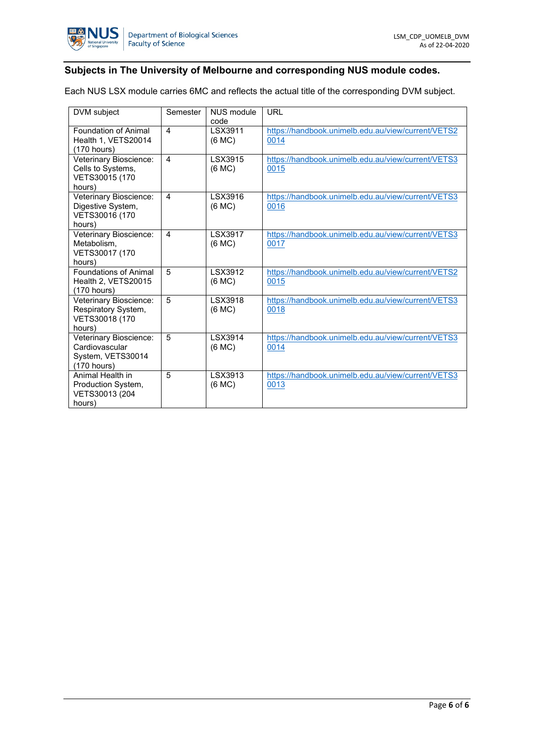## Subjects in The University of Melbourne and corresponding NUS module codes.

Each NUS LSX module carries 6MC and reflects the actual title of the corresponding DVM subject.

| DVM subject | Semester | NUS module code | URL |
|---|---|---|---|
| Foundation of Animal Health 1, VETS20014 (170 hours) | 4 | LSX3911 (6 MC) | https://handbook.unimelb.edu.au/view/current/VETS20014 |
| Veterinary Bioscience: Cells to Systems, VETS30015 (170 hours) | 4 | LSX3915 (6 MC) | https://handbook.unimelb.edu.au/view/current/VETS30015 |
| Veterinary Bioscience: Digestive System, VETS30016 (170 hours) | 4 | LSX3916 (6 MC) | https://handbook.unimelb.edu.au/view/current/VETS30016 |
| Veterinary Bioscience: Metabolism, VETS30017 (170 hours) | 4 | LSX3917 (6 MC) | https://handbook.unimelb.edu.au/view/current/VETS30017 |
| Foundations of Animal Health 2, VETS20015 (170 hours) | 5 | LSX3912 (6 MC) | https://handbook.unimelb.edu.au/view/current/VETS20015 |
| Veterinary Bioscience: Respiratory System, VETS30018 (170 hours) | 5 | LSX3918 (6 MC) | https://handbook.unimelb.edu.au/view/current/VETS30018 |
| Veterinary Bioscience: Cardiovascular System, VETS30014 (170 hours) | 5 | LSX3914 (6 MC) | https://handbook.unimelb.edu.au/view/current/VETS30014 |
| Animal Health in Production System, VETS30013 (204 hours) | 5 | LSX3913 (6 MC) | https://handbook.unimelb.edu.au/view/current/VETS30013 |